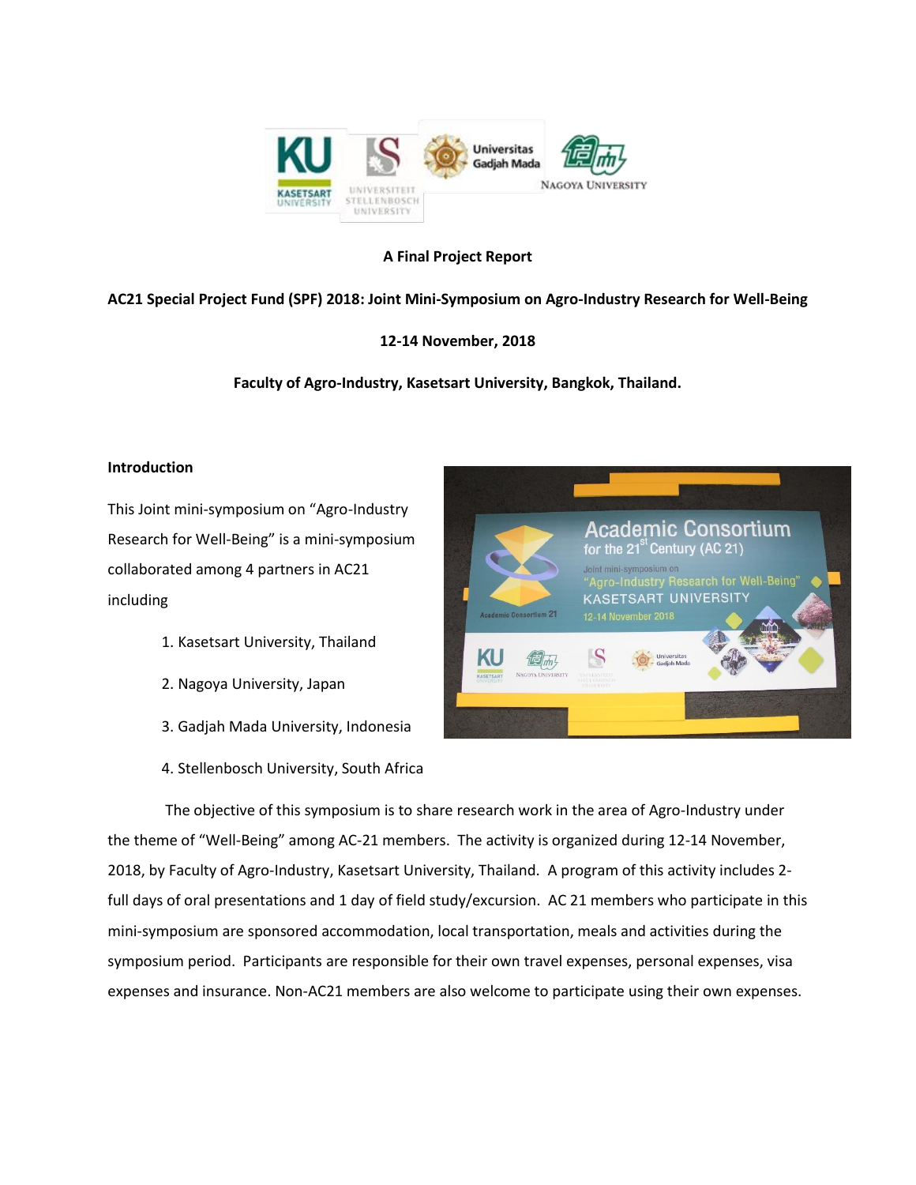**A Final Project Report**

**AC21 Special Project Fund (SPF) 2018: Joint Mini-Symposium on Agro-Industry Research for Well-Being**

**12-14 November, 2018**

**Faculty of Agro-Industry, Kasetsart University, Bangkok, Thailand.**

**Introduction**

This Joint mini-symposium on "Agro-Industry Research for Well-Being" is a mini-symposium collaborated among 4 partners in AC21 including

1. Kasetsart University, Thailand
2. Nagoya University, Japan
3. Gadjah Mada University, Indonesia
4. Stellenbosch University, South Africa

The objective of this symposium is to share research work in the area of Agro-Industry under the theme of "Well-Being" among AC-21 members. The activity is organized during 12-14 November, 2018, by Faculty of Agro-Industry, Kasetsart University, Thailand. A program of this activity includes 2-full days of oral presentations and 1 day of field study/excursion. AC 21 members who participate in this mini-symposium are sponsored accommodation, local transportation, meals and activities during the symposium period. Participants are responsible for their own travel expenses, personal expenses, visa expenses and insurance. Non-AC21 members are also welcome to participate using their own expenses.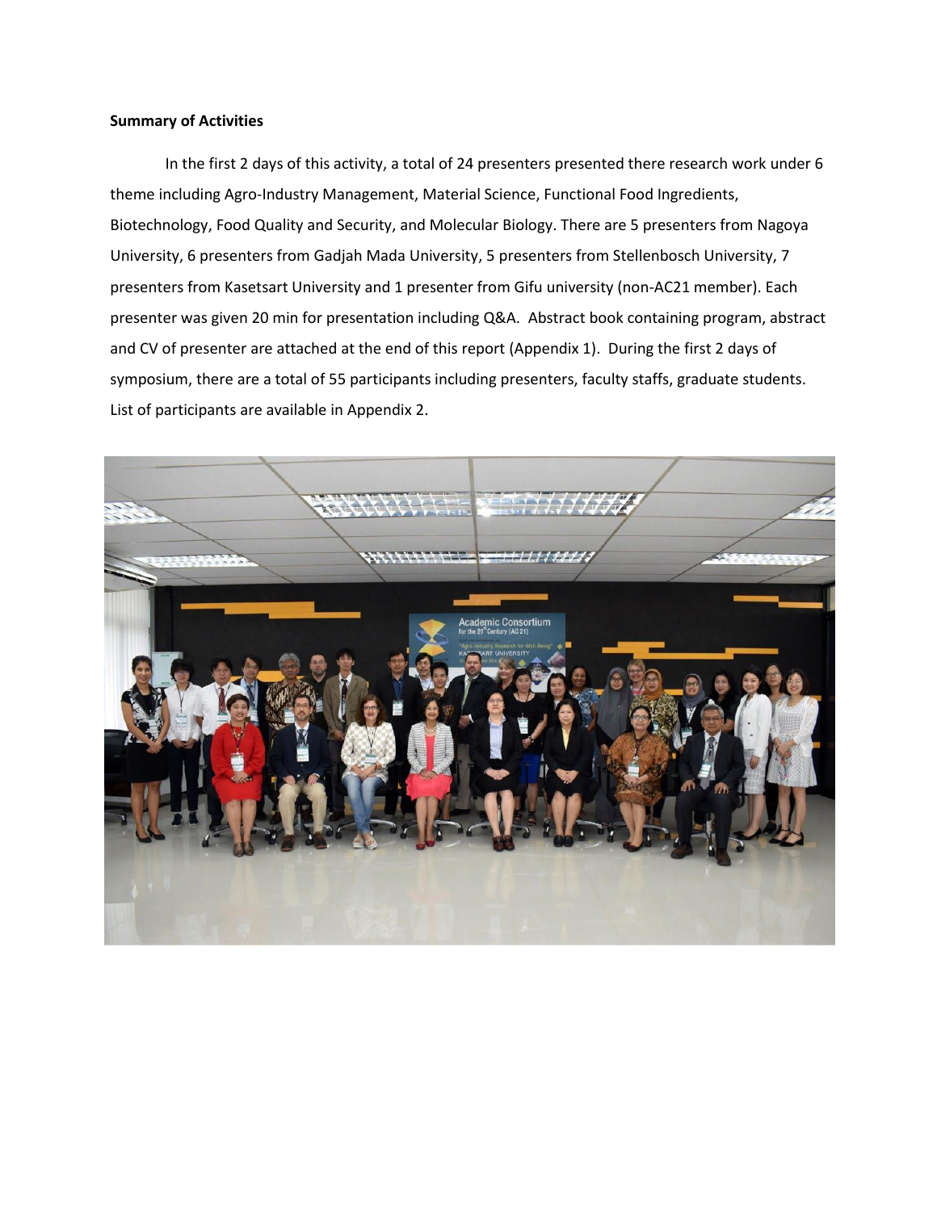**Summary of Activities**

In the first 2 days of this activity, a total of 24 presenters presented there research work under 6 theme including Agro-Industry Management, Material Science, Functional Food Ingredients, Biotechnology, Food Quality and Security, and Molecular Biology. There are 5 presenters from Nagoya University, 6 presenters from Gadjah Mada University, 5 presenters from Stellenbosch University, 7 presenters from Kasetsart University and 1 presenter from Gifu university (non-AC21 member). Each presenter was given 20 min for presentation including Q&A. Abstract book containing program, abstract and CV of presenter are attached at the end of this report (Appendix 1). During the first 2 days of symposium, there are a total of 55 participants including presenters, faculty staffs, graduate students. List of participants are available in Appendix 2.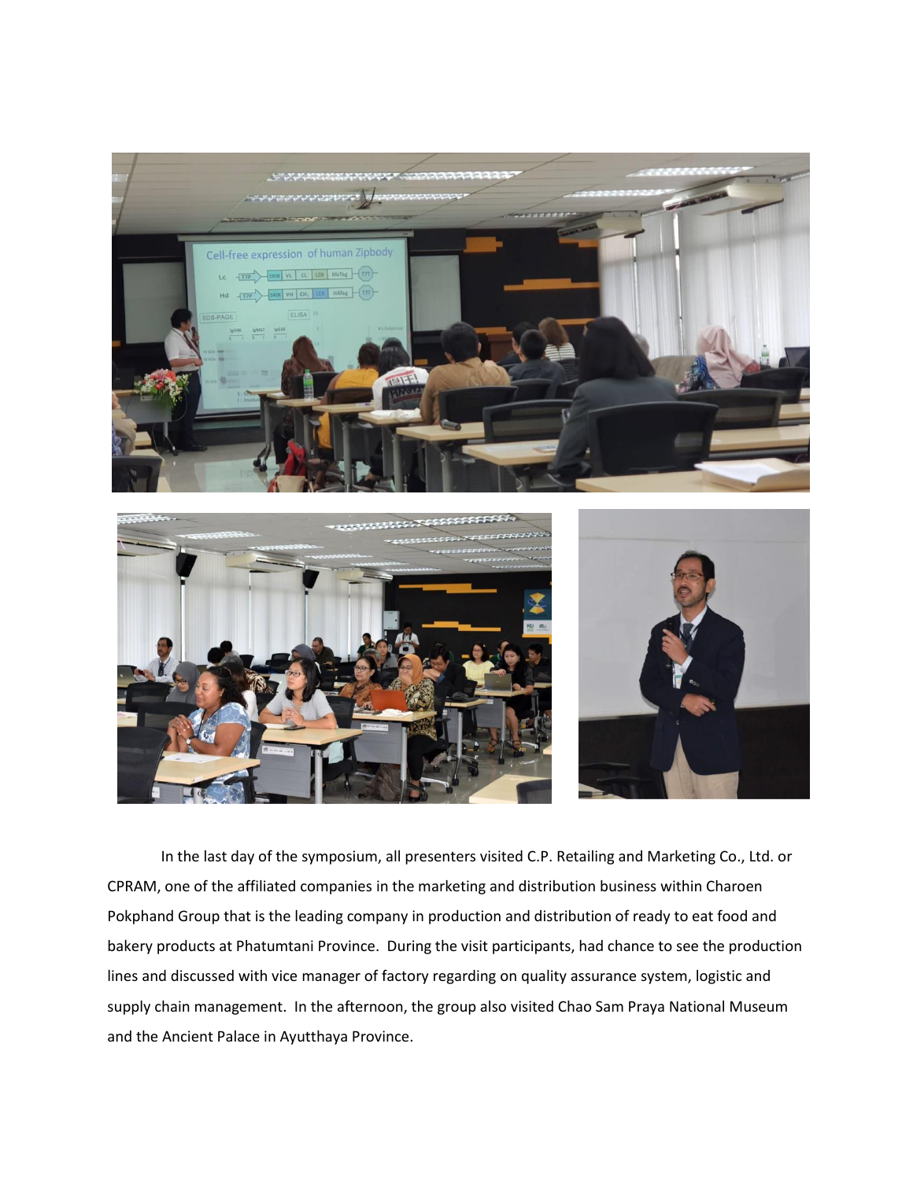In the last day of the symposium, all presenters visited C.P. Retailing and Marketing Co., Ltd. or CPRAM, one of the affiliated companies in the marketing and distribution business within Charoen Pokphand Group that is the leading company in production and distribution of ready to eat food and bakery products at Phatumtani Province. During the visit participants, had chance to see the production lines and discussed with vice manager of factory regarding on quality assurance system, logistic and supply chain management. In the afternoon, the group also visited Chao Sam Praya National Museum and the Ancient Palace in Ayutthaya Province.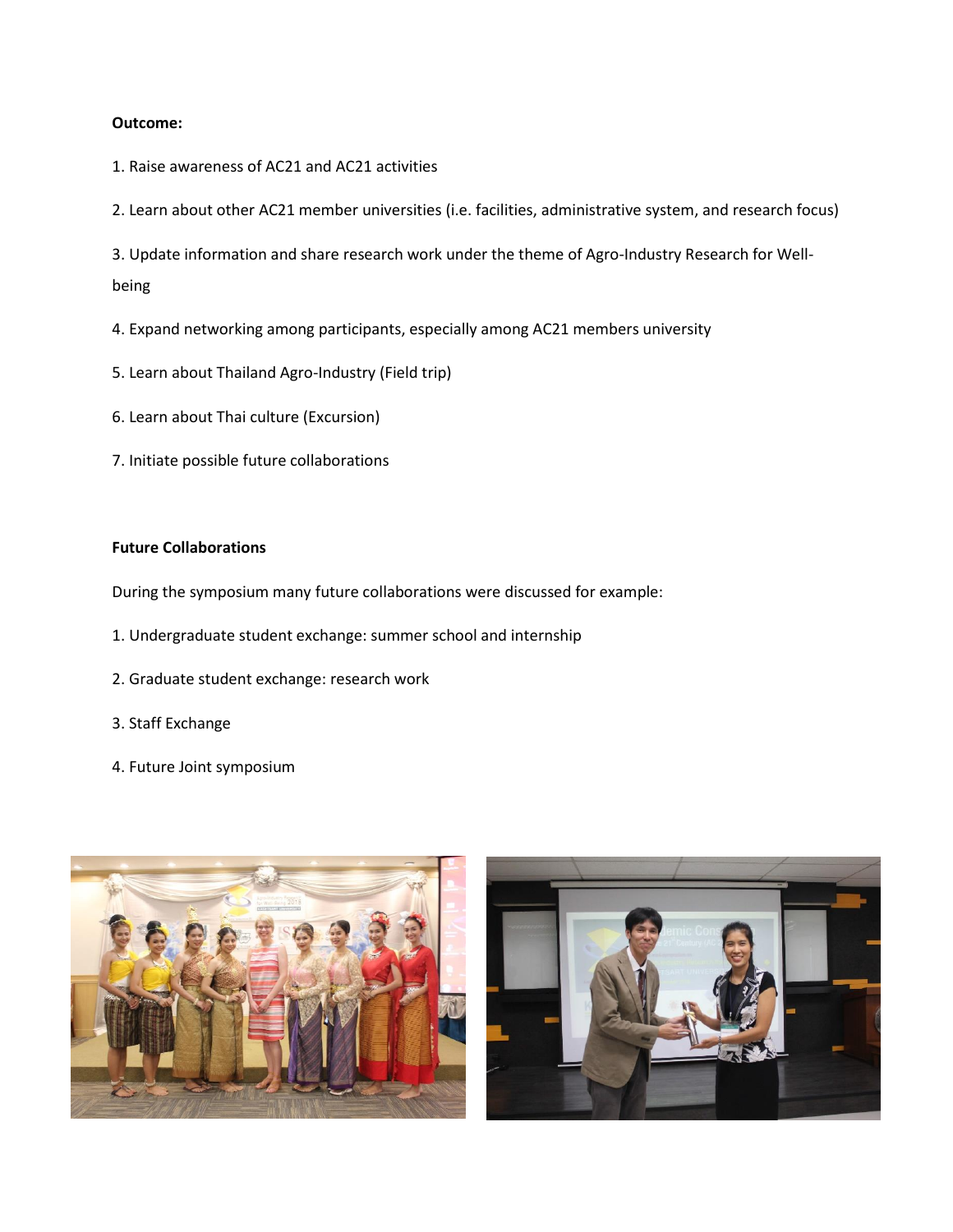**Outcome:**

1. Raise awareness of AC21 and AC21 activities
2. Learn about other AC21 member universities (i.e. facilities, administrative system, and research focus)
3. Update information and share research work under the theme of Agro-Industry Research for Well-being
4. Expand networking among participants, especially among AC21 members university
5. Learn about Thailand Agro-Industry (Field trip)
6. Learn about Thai culture (Excursion)
7. Initiate possible future collaborations

**Future Collaborations**

During the symposium many future collaborations were discussed for example:

1. Undergraduate student exchange: summer school and internship
2. Graduate student exchange: research work
3. Staff Exchange
4. Future Joint symposium